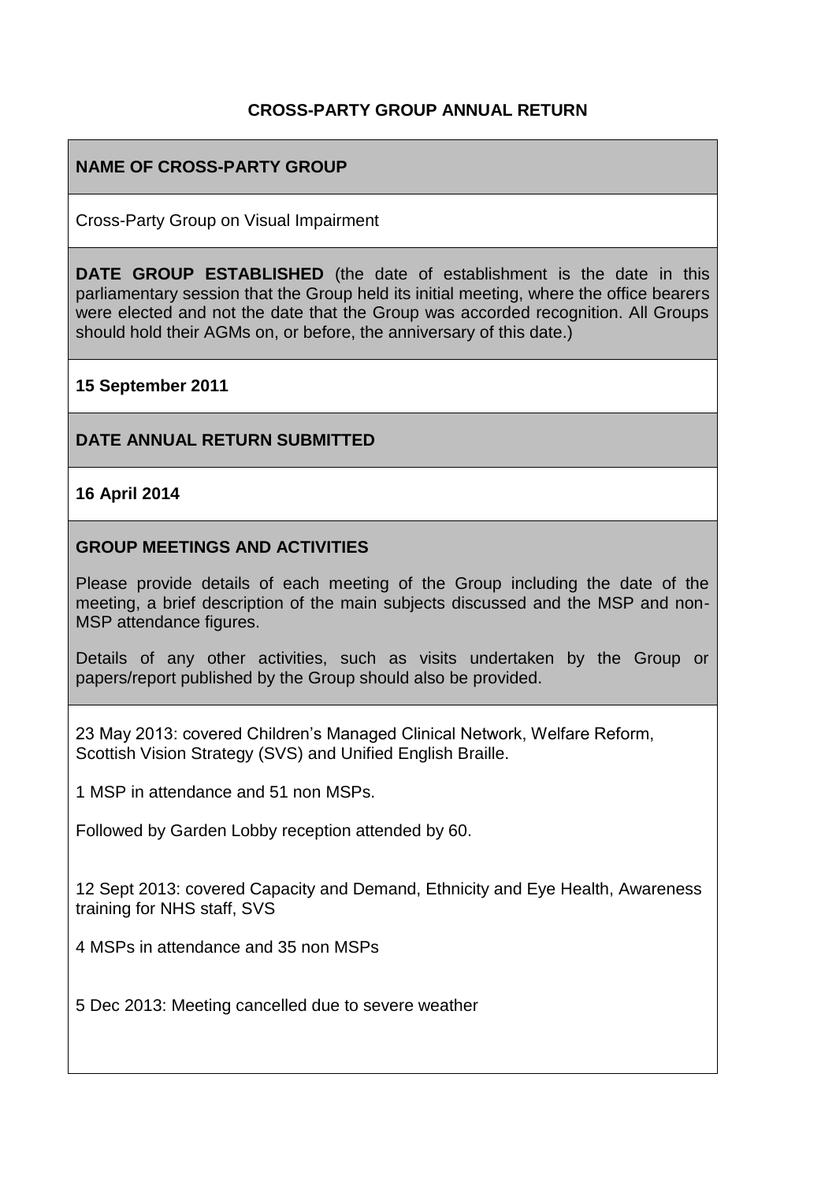# CROSS-PARTY GROUP ANNUAL RETURN

## NAME OF CROSS-PARTY GROUP

Cross-Party Group on Visual Impairment

**DATE GROUP ESTABLISHED** (the date of establishment is the date in this parliamentary session that the Group held its initial meeting, where the office bearers were elected and not the date that the Group was accorded recognition. All Groups should hold their AGMs on, or before, the anniversary of this date.)

**15 September 2011**

## DATE ANNUAL RETURN SUBMITTED

**16 April 2014**

## GROUP MEETINGS AND ACTIVITIES

Please provide details of each meeting of the Group including the date of the meeting, a brief description of the main subjects discussed and the MSP and non-MSP attendance figures.

Details of any other activities, such as visits undertaken by the Group or papers/report published by the Group should also be provided.

23 May 2013: covered Children's Managed Clinical Network, Welfare Reform, Scottish Vision Strategy (SVS) and Unified English Braille.

1 MSP in attendance and 51 non MSPs.

Followed by Garden Lobby reception attended by 60.

12 Sept 2013: covered Capacity and Demand, Ethnicity and Eye Health, Awareness training for NHS staff, SVS

4 MSPs in attendance and 35 non MSPs

5 Dec 2013: Meeting cancelled due to severe weather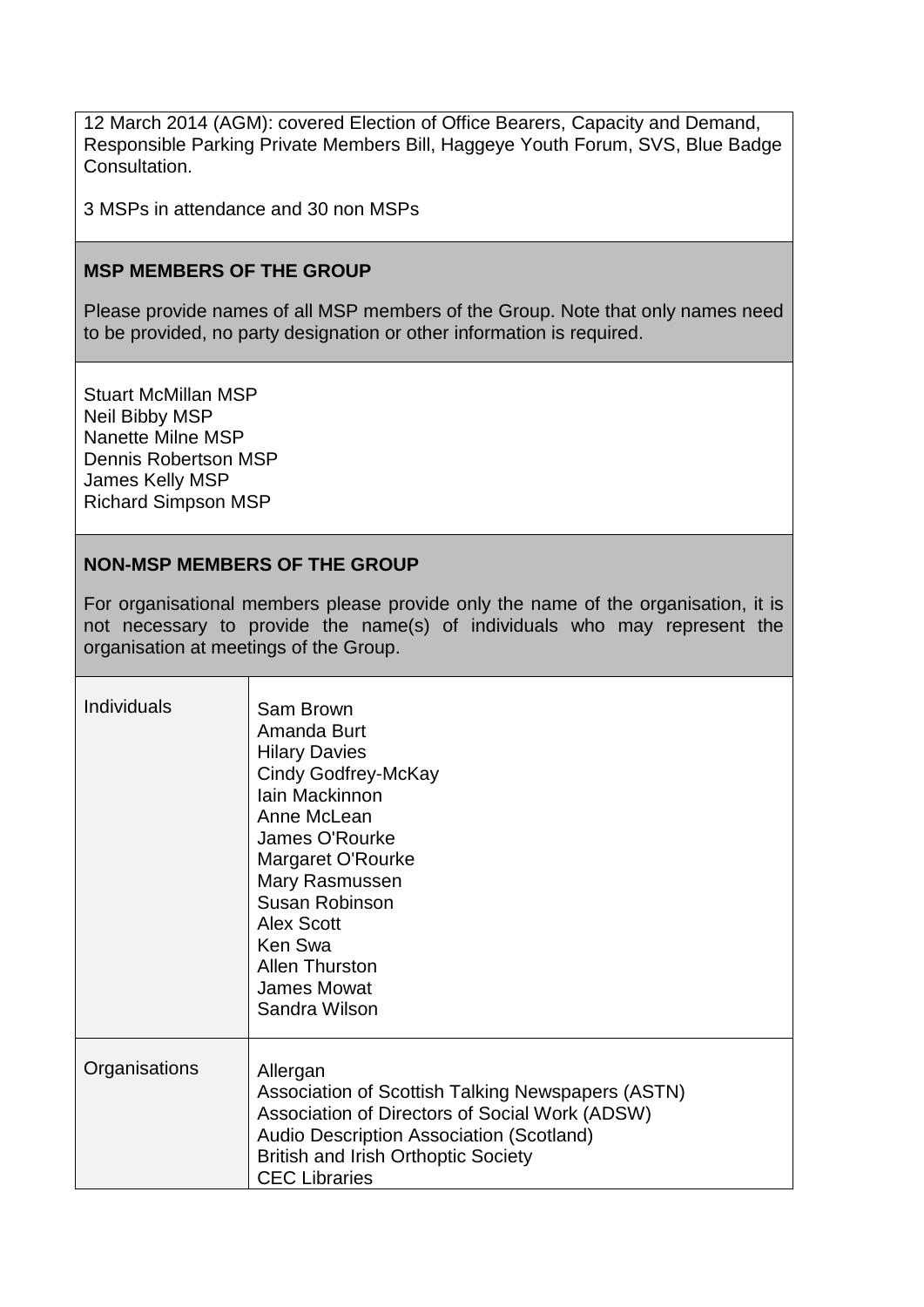12 March 2014 (AGM): covered Election of Office Bearers, Capacity and Demand, Responsible Parking Private Members Bill, Haggeye Youth Forum, SVS, Blue Badge Consultation.

3 MSPs in attendance and 30 non MSPs

## MSP MEMBERS OF THE GROUP

Please provide names of all MSP members of the Group. Note that only names need to be provided, no party designation or other information is required.

Stuart McMillan MSP
Neil Bibby MSP
Nanette Milne MSP
Dennis Robertson MSP
James Kelly MSP
Richard Simpson MSP

## NON-MSP MEMBERS OF THE GROUP

For organisational members please provide only the name of the organisation, it is not necessary to provide the name(s) of individuals who may represent the organisation at meetings of the Group.

| | |
|---|---|
| Individuals | Sam Brown<br>Amanda Burt<br>Hilary Davies<br>Cindy Godfrey-McKay<br>Iain Mackinnon<br>Anne McLean<br>James O'Rourke<br>Margaret O'Rourke<br>Mary Rasmussen<br>Susan Robinson<br>Alex Scott<br>Ken Swa<br>Allen Thurston<br>James Mowat<br>Sandra Wilson |
| Organisations | Allergan<br>Association of Scottish Talking Newspapers (ASTN)<br>Association of Directors of Social Work (ADSW)<br>Audio Description Association (Scotland)<br>British and Irish Orthoptic Society<br>CEC Libraries |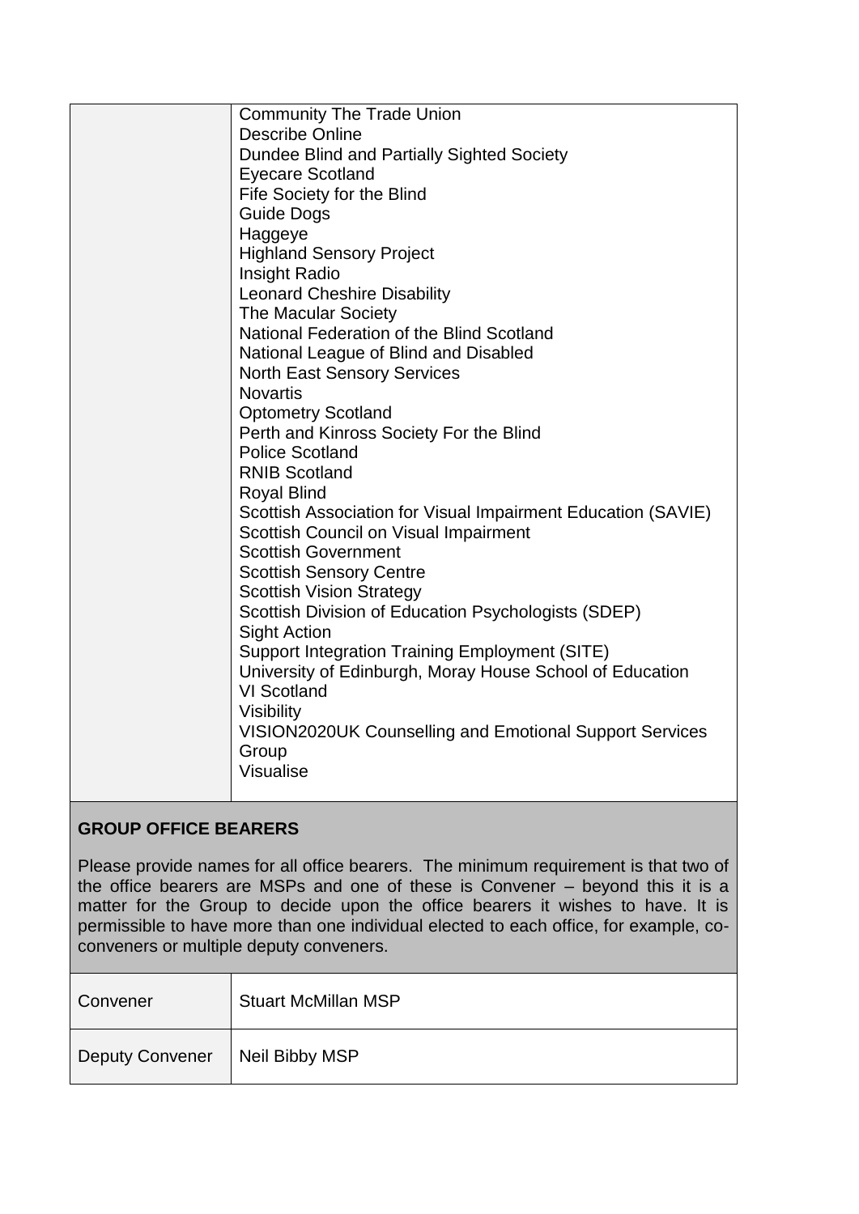| | |
|---|---|
| | Community The Trade Union<br>Describe Online<br>Dundee Blind and Partially Sighted Society<br>Eyecare Scotland<br>Fife Society for the Blind<br>Guide Dogs<br>Haggeye<br>Highland Sensory Project<br>Insight Radio<br>Leonard Cheshire Disability<br>The Macular Society<br>National Federation of the Blind Scotland<br>National League of Blind and Disabled<br>North East Sensory Services<br>Novartis<br>Optometry Scotland<br>Perth and Kinross Society For the Blind<br>Police Scotland<br>RNIB Scotland<br>Royal Blind<br>Scottish Association for Visual Impairment Education (SAVIE)<br>Scottish Council on Visual Impairment<br>Scottish Government<br>Scottish Sensory Centre<br>Scottish Vision Strategy<br>Scottish Division of Education Psychologists (SDEP)<br>Sight Action<br>Support Integration Training Employment (SITE)<br>University of Edinburgh, Moray House School of Education<br>VI Scotland<br>Visibility<br>VISION2020UK Counselling and Emotional Support Services Group<br>Visualise |

**GROUP OFFICE BEARERS**

Please provide names for all office bearers. The minimum requirement is that two of the office bearers are MSPs and one of these is Convener – beyond this it is a matter for the Group to decide upon the office bearers it wishes to have. It is permissible to have more than one individual elected to each office, for example, co-conveners or multiple deputy conveners.

| | |
|---|---|
| Convener | Stuart McMillan MSP |
| Deputy Convener | Neil Bibby MSP |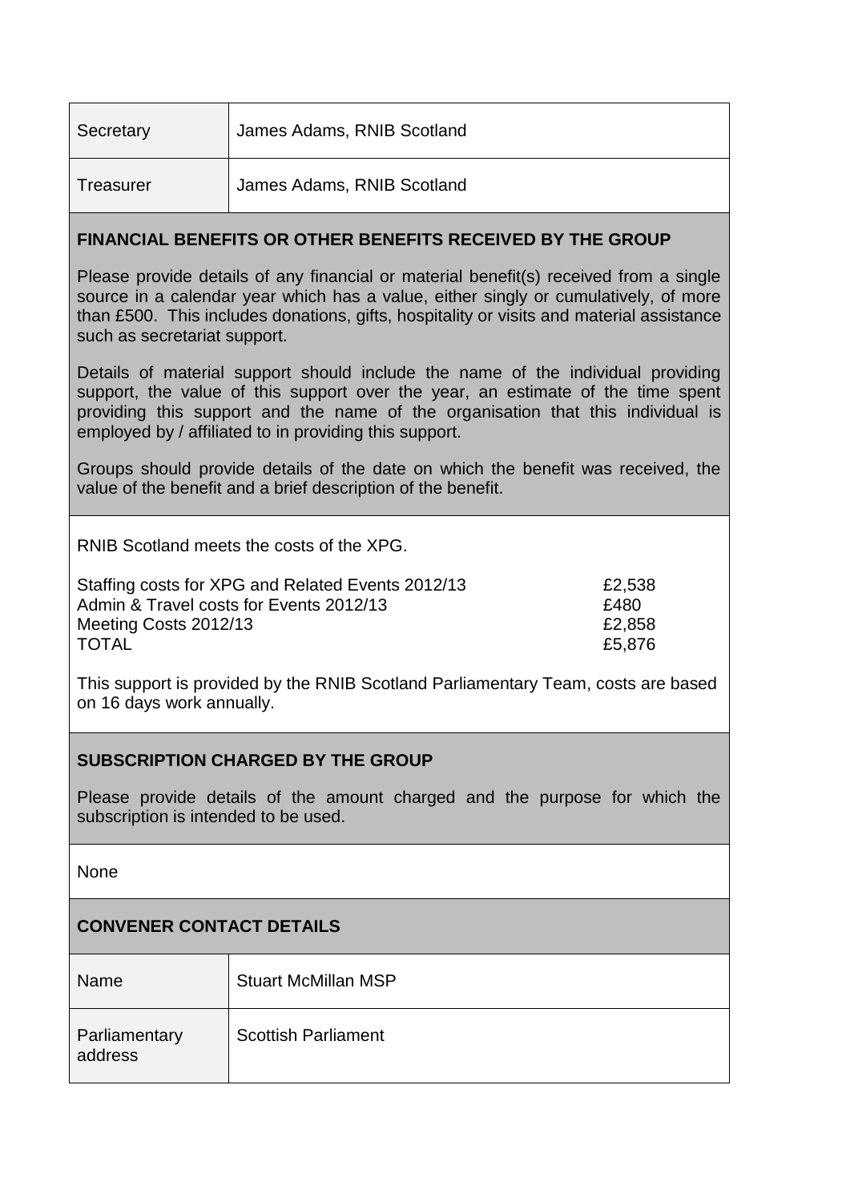| Secretary | James Adams, RNIB Scotland |
| --- | --- |
| Treasurer | James Adams, RNIB Scotland |

**FINANCIAL BENEFITS OR OTHER BENEFITS RECEIVED BY THE GROUP**

Please provide details of any financial or material benefit(s) received from a single source in a calendar year which has a value, either singly or cumulatively, of more than £500. This includes donations, gifts, hospitality or visits and material assistance such as secretariat support.

Details of material support should include the name of the individual providing support, the value of this support over the year, an estimate of the time spent providing this support and the name of the organisation that this individual is employed by / affiliated to in providing this support.

Groups should provide details of the date on which the benefit was received, the value of the benefit and a brief description of the benefit.

RNIB Scotland meets the costs of the XPG.

| | |
| --- | --- |
| Staffing costs for XPG and Related Events 2012/13 | £2,538 |
| Admin & Travel costs for Events 2012/13 | £480 |
| Meeting Costs 2012/13 | £2,858 |
| TOTAL | £5,876 |

This support is provided by the RNIB Scotland Parliamentary Team, costs are based on 16 days work annually.

**SUBSCRIPTION CHARGED BY THE GROUP**

Please provide details of the amount charged and the purpose for which the subscription is intended to be used.

None

**CONVENER CONTACT DETAILS**

| Name | Stuart McMillan MSP |
| --- | --- |
| Parliamentary address | Scottish Parliament |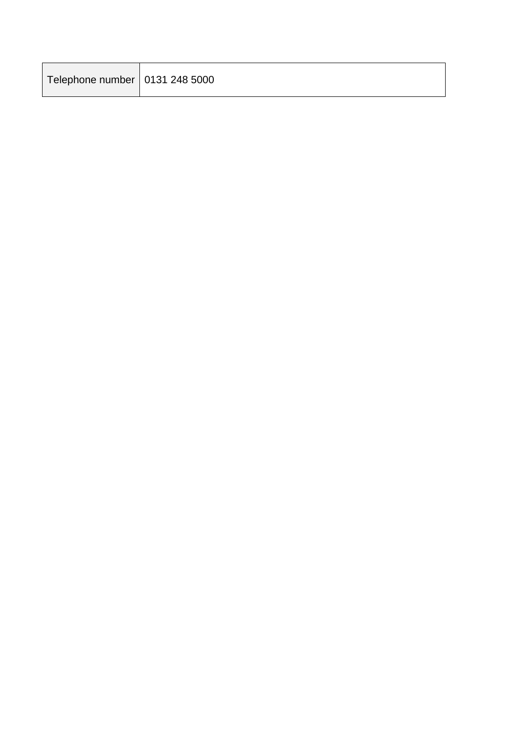| | |
|---|---|
| Telephone number | 0131 248 5000 |